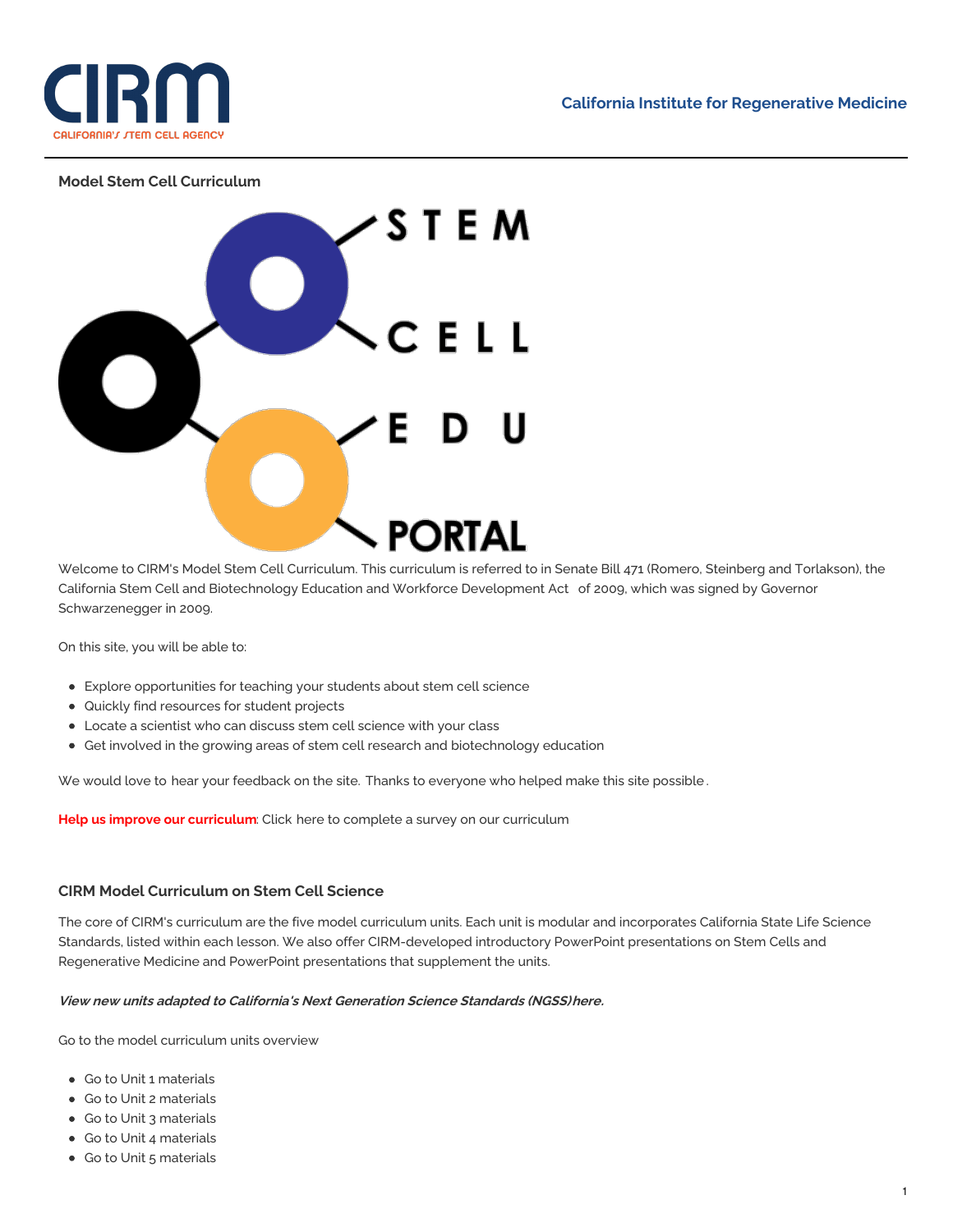California Institute for Regenerative Medicine

### Model Stem Cell Curriculum

STEM CELL EDU PORTAL

Welcome to CIRM's Model Stem Cell Curriculum. This curriculum is referred to in Senate Bill 471 (Romero, Steinberg and Torlakson), the California Stem Cell and Biotechnology Education and Workforce Development Act of 2009, which was signed by Governor Schwarzenegger in 2009.

On this site, you will be able to:

- Explore opportunities for teaching your students about stem cell science
- Quickly find resources for student projects
- Locate a scientist who can discuss stem cell science with your class
- Get involved in the growing areas of stem cell research and biotechnology education

We would love to hear your feedback on the site. Thanks to everyone who helped make this site possible.

**Help us improve our curriculum**: Click here to complete a survey on our curriculum

### CIRM Model Curriculum on Stem Cell Science

The core of CIRM's curriculum are the five model curriculum units. Each unit is modular and incorporates California State Life Science Standards, listed within each lesson. We also offer CIRM-developed introductory PowerPoint presentations on Stem Cells and Regenerative Medicine and PowerPoint presentations that supplement the units.

***View new units adapted to California's Next Generation Science Standards (NGSS) here.***

Go to the model curriculum units overview

- Go to Unit 1 materials
- Go to Unit 2 materials
- Go to Unit 3 materials
- Go to Unit 4 materials
- Go to Unit 5 materials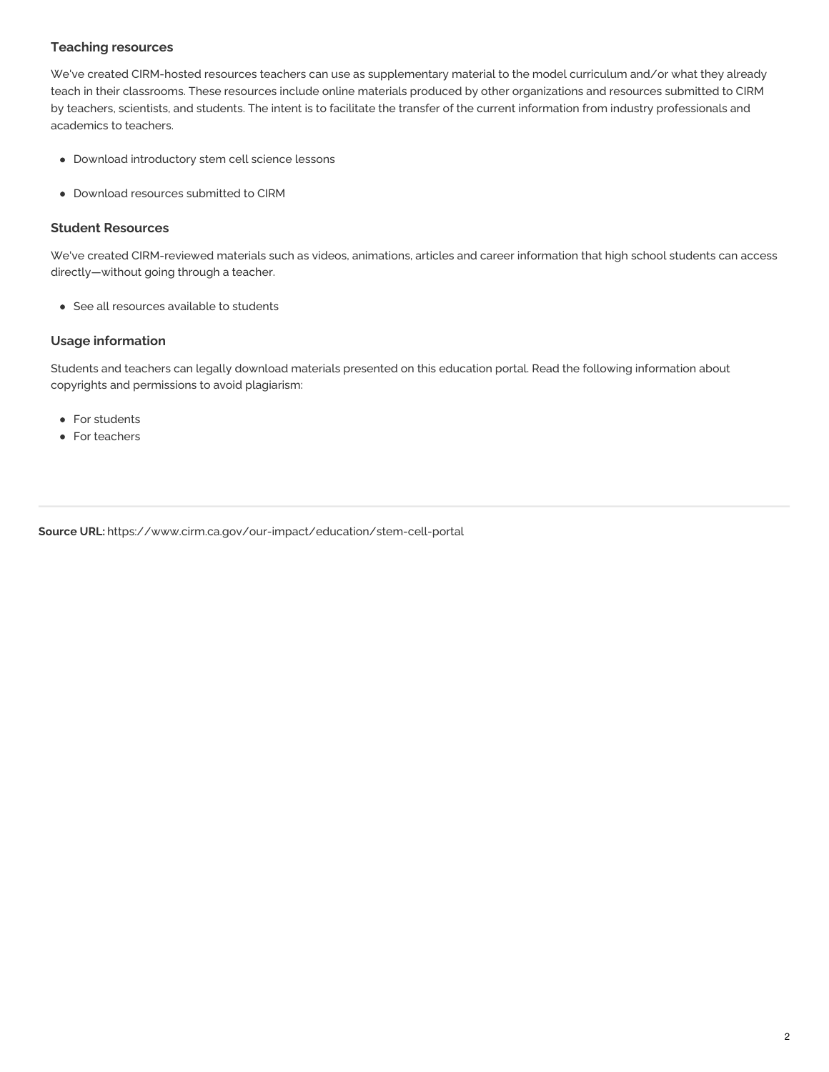### Teaching resources

We've created CIRM-hosted resources teachers can use as supplementary material to the model curriculum and/or what they already teach in their classrooms. These resources include online materials produced by other organizations and resources submitted to CIRM by teachers, scientists, and students. The intent is to facilitate the transfer of the current information from industry professionals and academics to teachers.

- Download introductory stem cell science lessons

- Download resources submitted to CIRM

### Student Resources

We've created CIRM-reviewed materials such as videos, animations, articles and career information that high school students can access directly—without going through a teacher.

- See all resources available to students

### Usage information

Students and teachers can legally download materials presented on this education portal. Read the following information about copyrights and permissions to avoid plagiarism:

- For students
- For teachers

---

**Source URL:** https://www.cirm.ca.gov/our-impact/education/stem-cell-portal